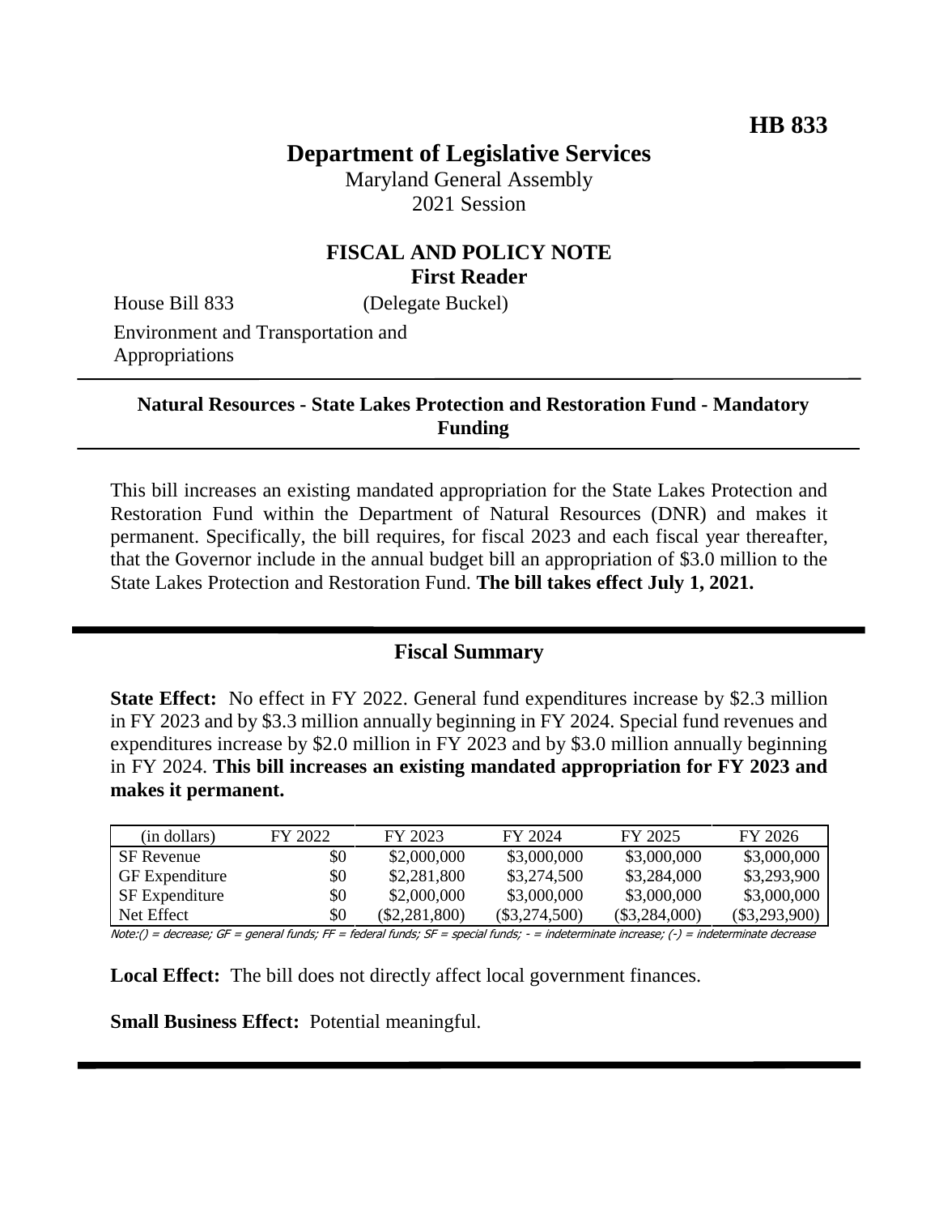HB 833

# Department of Legislative Services

Maryland General Assembly
2021 Session

## FISCAL AND POLICY NOTE
**First Reader**

House Bill 833 (Delegate Buckel)

Environment and Transportation and Appropriations

**Natural Resources - State Lakes Protection and Restoration Fund - Mandatory Funding**

This bill increases an existing mandated appropriation for the State Lakes Protection and Restoration Fund within the Department of Natural Resources (DNR) and makes it permanent. Specifically, the bill requires, for fiscal 2023 and each fiscal year thereafter, that the Governor include in the annual budget bill an appropriation of $3.0 million to the State Lakes Protection and Restoration Fund. **The bill takes effect July 1, 2021.**

## Fiscal Summary

**State Effect:** No effect in FY 2022. General fund expenditures increase by $2.3 million in FY 2023 and by $3.3 million annually beginning in FY 2024. Special fund revenues and expenditures increase by $2.0 million in FY 2023 and by $3.0 million annually beginning in FY 2024. **This bill increases an existing mandated appropriation for FY 2023 and makes it permanent.**

| (in dollars) | FY 2022 | FY 2023 | FY 2024 | FY 2025 | FY 2026 |
|---|---|---|---|---|---|
| SF Revenue | $0 | $2,000,000 | $3,000,000 | $3,000,000 | $3,000,000 |
| GF Expenditure | $0 | $2,281,800 | $3,274,500 | $3,284,000 | $3,293,900 |
| SF Expenditure | $0 | $2,000,000 | $3,000,000 | $3,000,000 | $3,000,000 |
| Net Effect | $0 | ($2,281,800) | ($3,274,500) | ($3,284,000) | ($3,293,900) |

Note:() = decrease; GF = general funds; FF = federal funds; SF = special funds; - = indeterminate increase; (-) = indeterminate decrease

**Local Effect:** The bill does not directly affect local government finances.

**Small Business Effect:** Potential meaningful.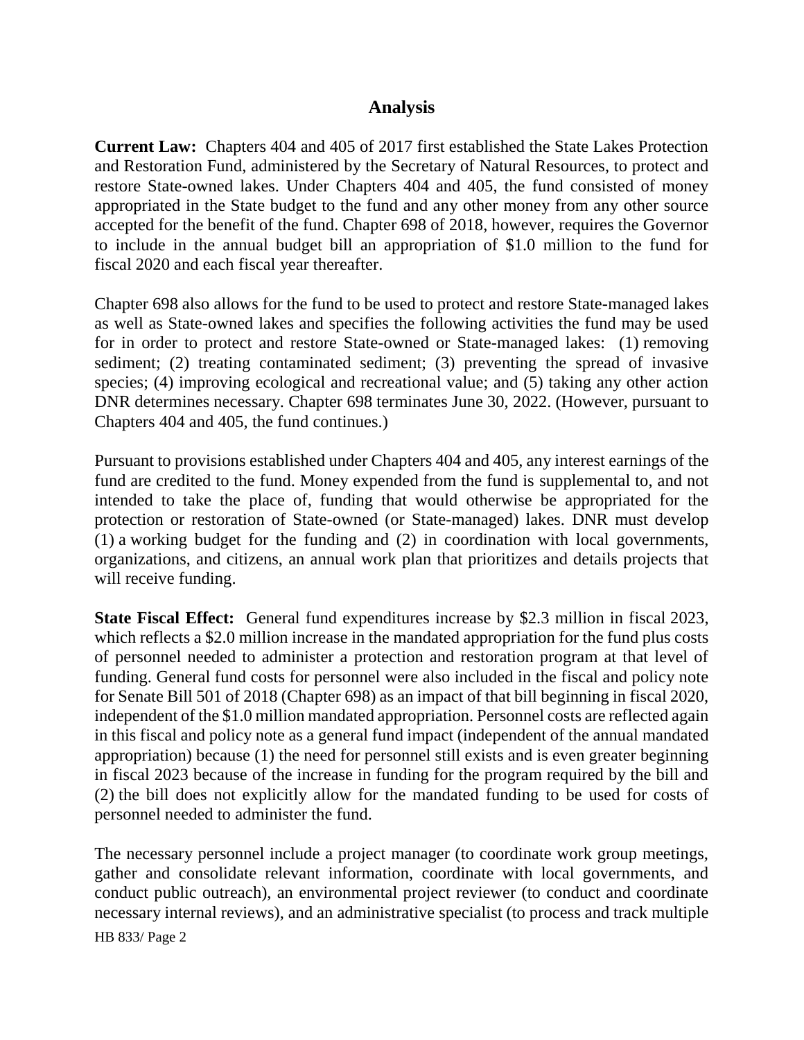## Analysis

**Current Law:** Chapters 404 and 405 of 2017 first established the State Lakes Protection and Restoration Fund, administered by the Secretary of Natural Resources, to protect and restore State-owned lakes. Under Chapters 404 and 405, the fund consisted of money appropriated in the State budget to the fund and any other money from any other source accepted for the benefit of the fund. Chapter 698 of 2018, however, requires the Governor to include in the annual budget bill an appropriation of $1.0 million to the fund for fiscal 2020 and each fiscal year thereafter.

Chapter 698 also allows for the fund to be used to protect and restore State-managed lakes as well as State-owned lakes and specifies the following activities the fund may be used for in order to protect and restore State-owned or State-managed lakes: (1) removing sediment; (2) treating contaminated sediment; (3) preventing the spread of invasive species; (4) improving ecological and recreational value; and (5) taking any other action DNR determines necessary. Chapter 698 terminates June 30, 2022. (However, pursuant to Chapters 404 and 405, the fund continues.)

Pursuant to provisions established under Chapters 404 and 405, any interest earnings of the fund are credited to the fund. Money expended from the fund is supplemental to, and not intended to take the place of, funding that would otherwise be appropriated for the protection or restoration of State-owned (or State-managed) lakes. DNR must develop (1) a working budget for the funding and (2) in coordination with local governments, organizations, and citizens, an annual work plan that prioritizes and details projects that will receive funding.

**State Fiscal Effect:** General fund expenditures increase by $2.3 million in fiscal 2023, which reflects a $2.0 million increase in the mandated appropriation for the fund plus costs of personnel needed to administer a protection and restoration program at that level of funding. General fund costs for personnel were also included in the fiscal and policy note for Senate Bill 501 of 2018 (Chapter 698) as an impact of that bill beginning in fiscal 2020, independent of the $1.0 million mandated appropriation. Personnel costs are reflected again in this fiscal and policy note as a general fund impact (independent of the annual mandated appropriation) because (1) the need for personnel still exists and is even greater beginning in fiscal 2023 because of the increase in funding for the program required by the bill and (2) the bill does not explicitly allow for the mandated funding to be used for costs of personnel needed to administer the fund.

The necessary personnel include a project manager (to coordinate work group meetings, gather and consolidate relevant information, coordinate with local governments, and conduct public outreach), an environmental project reviewer (to conduct and coordinate necessary internal reviews), and an administrative specialist (to process and track multiple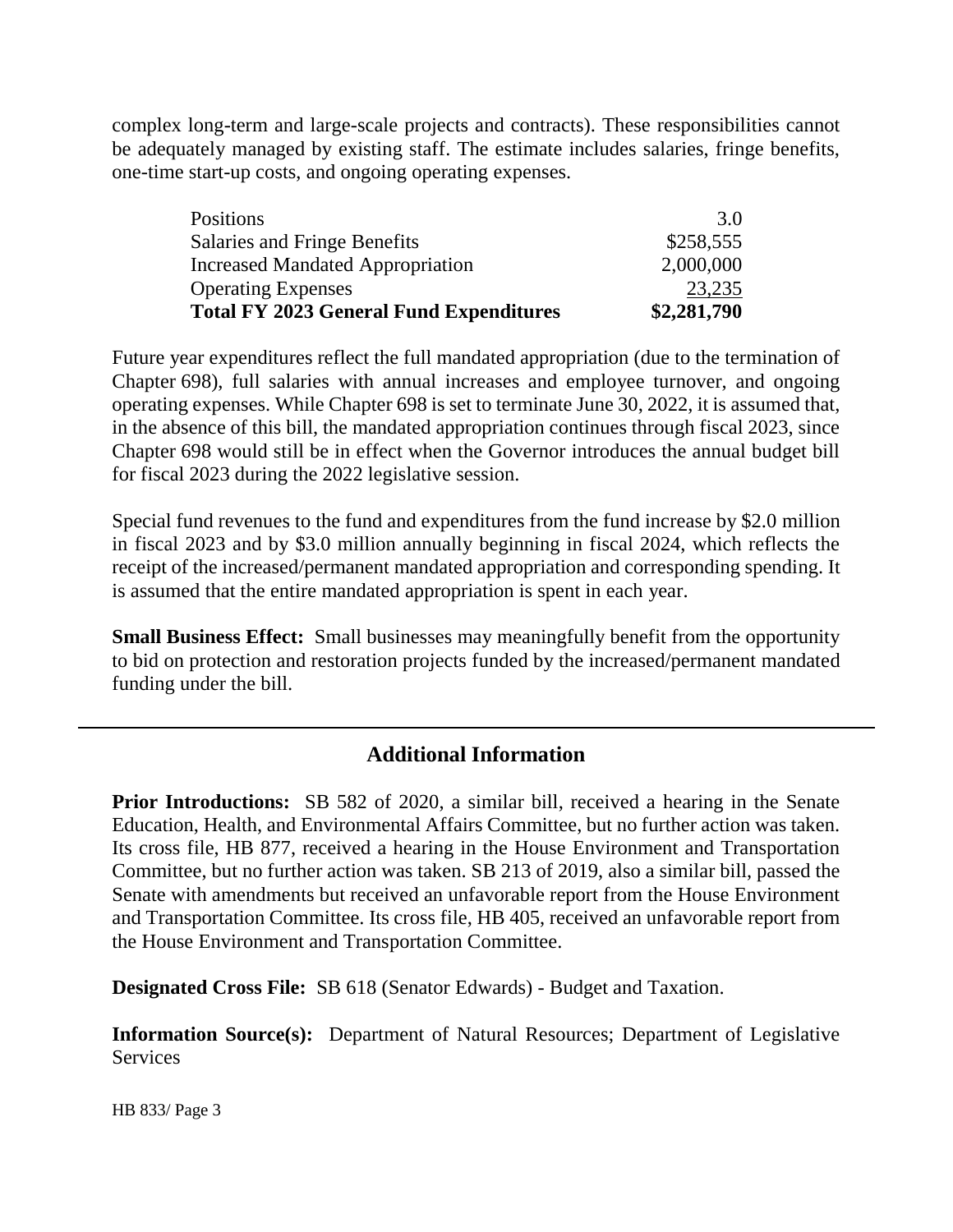complex long-term and large-scale projects and contracts). These responsibilities cannot be adequately managed by existing staff. The estimate includes salaries, fringe benefits, one-time start-up costs, and ongoing operating expenses.

| | |
|---|---|
| Positions | 3.0 |
| Salaries and Fringe Benefits | $258,555 |
| Increased Mandated Appropriation | 2,000,000 |
| Operating Expenses | 23,235 |
| **Total FY 2023 General Fund Expenditures** | **$2,281,790** |

Future year expenditures reflect the full mandated appropriation (due to the termination of Chapter 698), full salaries with annual increases and employee turnover, and ongoing operating expenses. While Chapter 698 is set to terminate June 30, 2022, it is assumed that, in the absence of this bill, the mandated appropriation continues through fiscal 2023, since Chapter 698 would still be in effect when the Governor introduces the annual budget bill for fiscal 2023 during the 2022 legislative session.

Special fund revenues to the fund and expenditures from the fund increase by $2.0 million in fiscal 2023 and by $3.0 million annually beginning in fiscal 2024, which reflects the receipt of the increased/permanent mandated appropriation and corresponding spending. It is assumed that the entire mandated appropriation is spent in each year.

**Small Business Effect:** Small businesses may meaningfully benefit from the opportunity to bid on protection and restoration projects funded by the increased/permanent mandated funding under the bill.

## Additional Information

**Prior Introductions:** SB 582 of 2020, a similar bill, received a hearing in the Senate Education, Health, and Environmental Affairs Committee, but no further action was taken. Its cross file, HB 877, received a hearing in the House Environment and Transportation Committee, but no further action was taken. SB 213 of 2019, also a similar bill, passed the Senate with amendments but received an unfavorable report from the House Environment and Transportation Committee. Its cross file, HB 405, received an unfavorable report from the House Environment and Transportation Committee.

**Designated Cross File:** SB 618 (Senator Edwards) - Budget and Taxation.

**Information Source(s):** Department of Natural Resources; Department of Legislative Services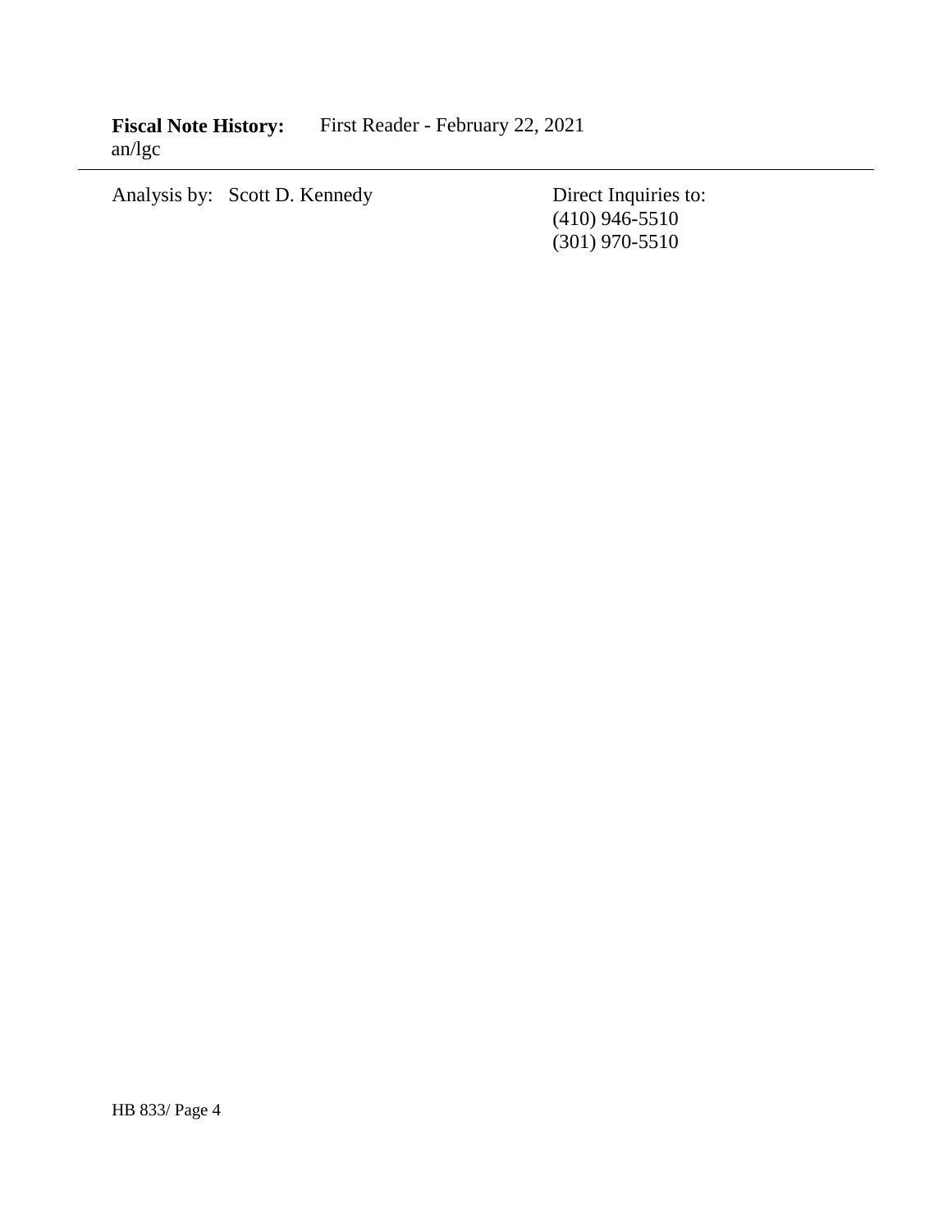**Fiscal Note History:** First Reader - February 22, 2021
an/lgc

---

Analysis by: Scott D. Kennedy

Direct Inquiries to:
(410) 946-5510
(301) 970-5510